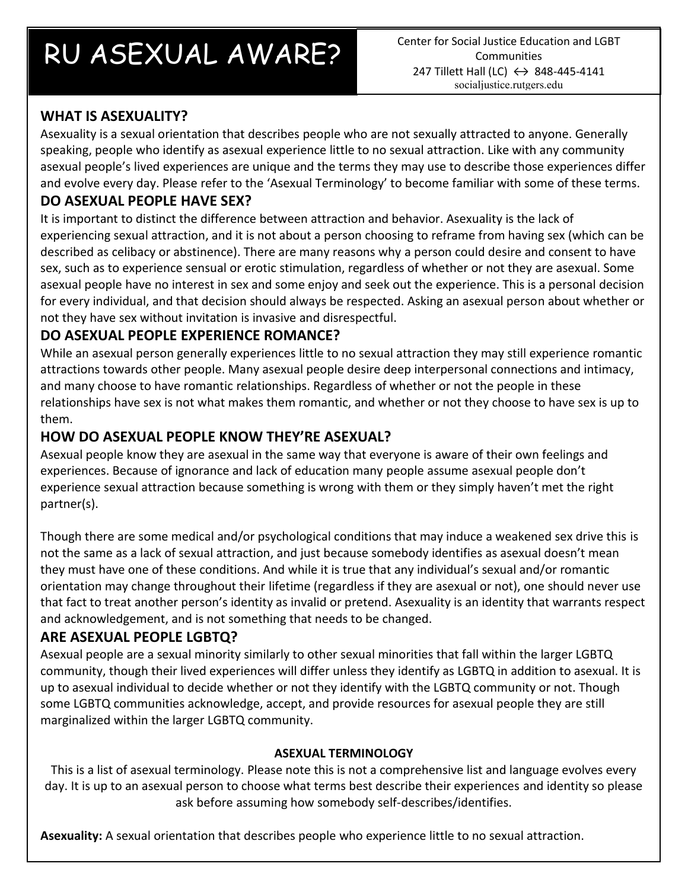# RU ASEXUAL AWARE?

Center for Social Justice Education and LGBT Communities
247 Tillett Hall (LC) ↔ 848-445-4141
socialjustice.rutgers.edu

## WHAT IS ASEXUALITY?

Asexuality is a sexual orientation that describes people who are not sexually attracted to anyone. Generally speaking, people who identify as asexual experience little to no sexual attraction. Like with any community asexual people's lived experiences are unique and the terms they may use to describe those experiences differ and evolve every day. Please refer to the 'Asexual Terminology' to become familiar with some of these terms.

## DO ASEXUAL PEOPLE HAVE SEX?

It is important to distinct the difference between attraction and behavior. Asexuality is the lack of experiencing sexual attraction, and it is not about a person choosing to reframe from having sex (which can be described as celibacy or abstinence). There are many reasons why a person could desire and consent to have sex, such as to experience sensual or erotic stimulation, regardless of whether or not they are asexual. Some asexual people have no interest in sex and some enjoy and seek out the experience. This is a personal decision for every individual, and that decision should always be respected. Asking an asexual person about whether or not they have sex without invitation is invasive and disrespectful.

## DO ASEXUAL PEOPLE EXPERIENCE ROMANCE?

While an asexual person generally experiences little to no sexual attraction they may still experience romantic attractions towards other people. Many asexual people desire deep interpersonal connections and intimacy, and many choose to have romantic relationships. Regardless of whether or not the people in these relationships have sex is not what makes them romantic, and whether or not they choose to have sex is up to them.

## HOW DO ASEXUAL PEOPLE KNOW THEY'RE ASEXUAL?

Asexual people know they are asexual in the same way that everyone is aware of their own feelings and experiences. Because of ignorance and lack of education many people assume asexual people don't experience sexual attraction because something is wrong with them or they simply haven't met the right partner(s).

Though there are some medical and/or psychological conditions that may induce a weakened sex drive this is not the same as a lack of sexual attraction, and just because somebody identifies as asexual doesn't mean they must have one of these conditions. And while it is true that any individual's sexual and/or romantic orientation may change throughout their lifetime (regardless if they are asexual or not), one should never use that fact to treat another person's identity as invalid or pretend. Asexuality is an identity that warrants respect and acknowledgement, and is not something that needs to be changed.

## ARE ASEXUAL PEOPLE LGBTQ?

Asexual people are a sexual minority similarly to other sexual minorities that fall within the larger LGBTQ community, though their lived experiences will differ unless they identify as LGBTQ in addition to asexual. It is up to asexual individual to decide whether or not they identify with the LGBTQ community or not. Though some LGBTQ communities acknowledge, accept, and provide resources for asexual people they are still marginalized within the larger LGBTQ community.

### ASEXUAL TERMINOLOGY

This is a list of asexual terminology. Please note this is not a comprehensive list and language evolves every day. It is up to an asexual person to choose what terms best describe their experiences and identity so please ask before assuming how somebody self-describes/identifies.

**Asexuality:** A sexual orientation that describes people who experience little to no sexual attraction.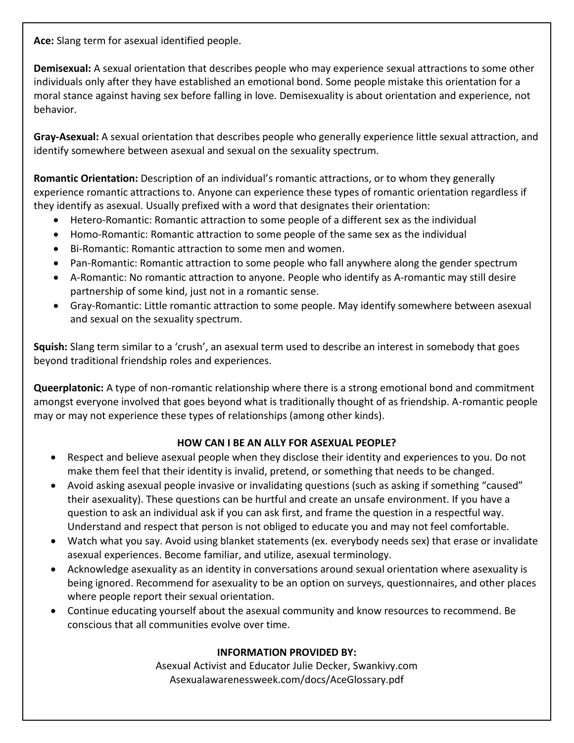**Ace:** Slang term for asexual identified people.

**Demisexual:** A sexual orientation that describes people who may experience sexual attractions to some other individuals only after they have established an emotional bond. Some people mistake this orientation for a moral stance against having sex before falling in love. Demisexuality is about orientation and experience, not behavior.

**Gray-Asexual:** A sexual orientation that describes people who generally experience little sexual attraction, and identify somewhere between asexual and sexual on the sexuality spectrum.

**Romantic Orientation:** Description of an individual's romantic attractions, or to whom they generally experience romantic attractions to. Anyone can experience these types of romantic orientation regardless if they identify as asexual. Usually prefixed with a word that designates their orientation:

- Hetero-Romantic: Romantic attraction to some people of a different sex as the individual
- Homo-Romantic: Romantic attraction to some people of the same sex as the individual
- Bi-Romantic: Romantic attraction to some men and women.
- Pan-Romantic: Romantic attraction to some people who fall anywhere along the gender spectrum
- A-Romantic: No romantic attraction to anyone. People who identify as A-romantic may still desire partnership of some kind, just not in a romantic sense.
- Gray-Romantic: Little romantic attraction to some people. May identify somewhere between asexual and sexual on the sexuality spectrum.

**Squish:** Slang term similar to a 'crush', an asexual term used to describe an interest in somebody that goes beyond traditional friendship roles and experiences.

**Queerplatonic:** A type of non-romantic relationship where there is a strong emotional bond and commitment amongst everyone involved that goes beyond what is traditionally thought of as friendship. A-romantic people may or may not experience these types of relationships (among other kinds).

## HOW CAN I BE AN ALLY FOR ASEXUAL PEOPLE?

- Respect and believe asexual people when they disclose their identity and experiences to you. Do not make them feel that their identity is invalid, pretend, or something that needs to be changed.
- Avoid asking asexual people invasive or invalidating questions (such as asking if something "caused" their asexuality). These questions can be hurtful and create an unsafe environment. If you have a question to ask an individual ask if you can ask first, and frame the question in a respectful way. Understand and respect that person is not obliged to educate you and may not feel comfortable.
- Watch what you say. Avoid using blanket statements (ex. everybody needs sex) that erase or invalidate asexual experiences. Become familiar, and utilize, asexual terminology.
- Acknowledge asexuality as an identity in conversations around sexual orientation where asexuality is being ignored. Recommend for asexuality to be an option on surveys, questionnaires, and other places where people report their sexual orientation.
- Continue educating yourself about the asexual community and know resources to recommend. Be conscious that all communities evolve over time.

**INFORMATION PROVIDED BY:**

Asexual Activist and Educator Julie Decker, Swankivy.com
Asexualawarenessweek.com/docs/AceGlossary.pdf